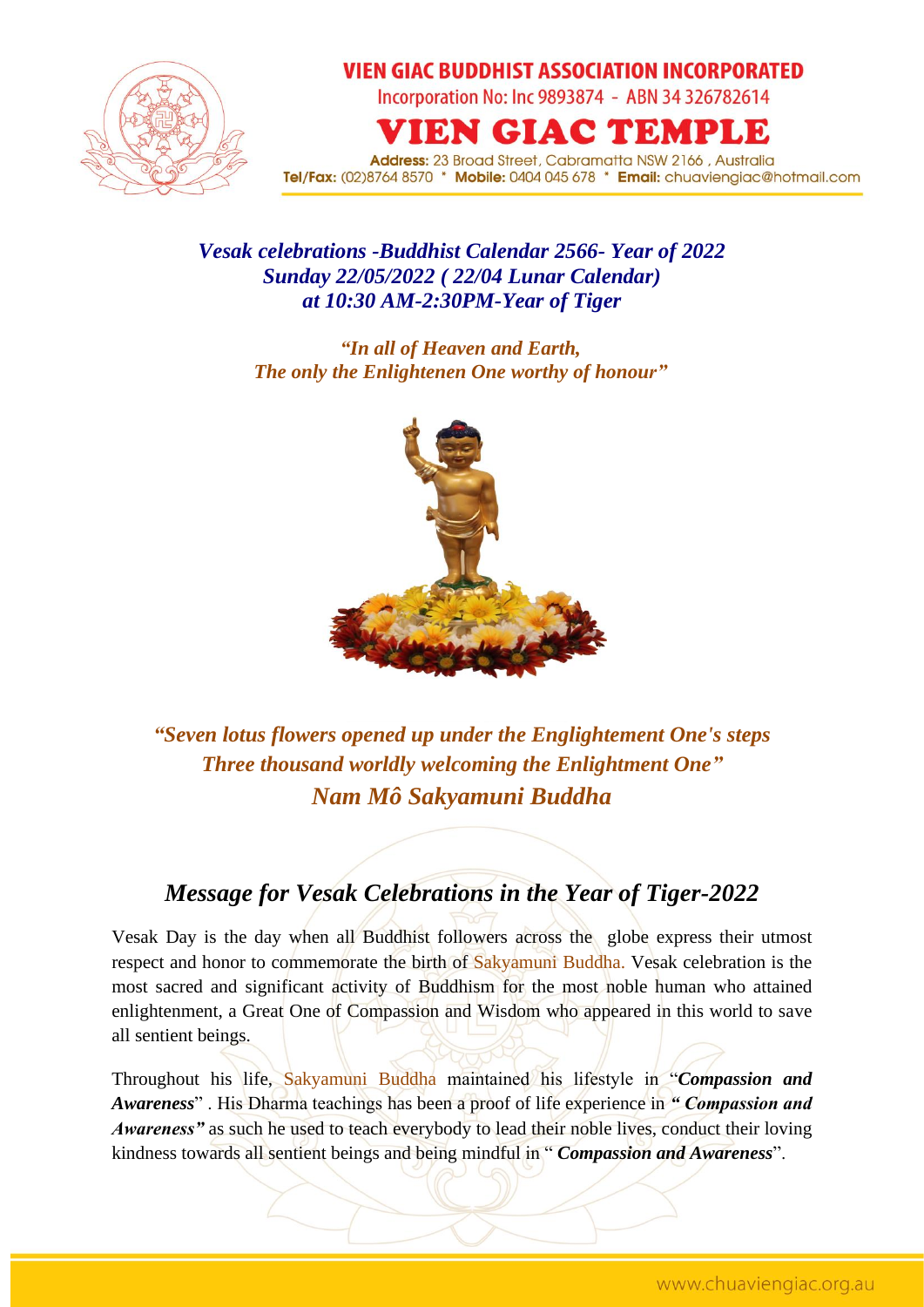**VIEN GIAC BUDDHIST ASSOCIATION INCORPORATED**

Incorporation No: Inc 9893874 - ABN 34 326782614

# VIEN GIAC TEMPLE

**Address:** 23 Broad Street, Cabramatta NSW 2166 , Australia

**Tel/Fax:** (02)8764 8570 * **Mobile:** 0404 045 678 * **Email:** chuaviengiac@hotmail.com

***Vesak celebrations -Buddhist Calendar 2566- Year of 2022***
***Sunday 22/05/2022 ( 22/04 Lunar Calendar)***
***at 10:30 AM-2:30PM-Year of Tiger***

***"In all of Heaven and Earth,***
***The only the Enlightenen One worthy of honour"***

***"Seven lotus flowers opened up under the Englightement One's steps***
***Three thousand worldly welcoming the Enlightment One"***
***Nam Mô Sakyamuni Buddha***

## *Message for Vesak Celebrations in the Year of Tiger-2022*

Vesak Day is the day when all Buddhist followers across the globe express their utmost respect and honor to commemorate the birth of Sakyamuni Buddha. Vesak celebration is the most sacred and significant activity of Buddhism for the most noble human who attained enlightenment, a Great One of Compassion and Wisdom who appeared in this world to save all sentient beings.

Throughout his life, Sakyamuni Buddha maintained his lifestyle in "***Compassion and Awareness***" . His Dharma teachings has been a proof of life experience in ***" Compassion and Awareness"*** as such he used to teach everybody to lead their noble lives, conduct their loving kindness towards all sentient beings and being mindful in " ***Compassion and Awareness***".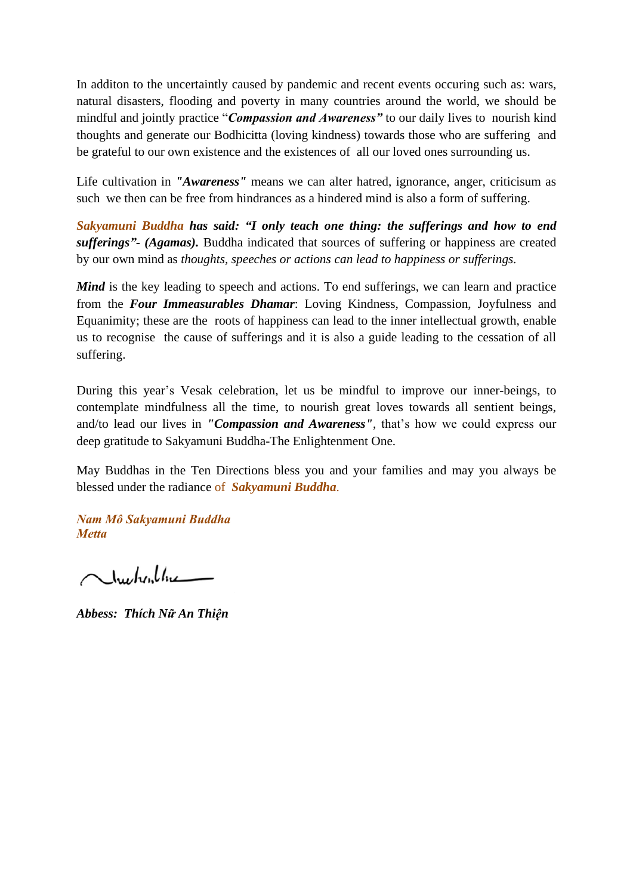In additon to the uncertaintly caused by pandemic and recent events occuring such as: wars, natural disasters, flooding and poverty in many countries around the world, we should be mindful and jointly practice "***Compassion and Awareness"*** to our daily lives to nourish kind thoughts and generate our Bodhicitta (loving kindness) towards those who are suffering and be grateful to our own existence and the existences of all our loved ones surrounding us.

Life cultivation in ***"Awareness"*** means we can alter hatred, ignorance, anger, criticisum as such we then can be free from hindrances as a hindered mind is also a form of suffering.

***Sakyamuni Buddha* has said: "I only teach one thing: the sufferings and how to end sufferings"- (Agamas).** Buddha indicated that sources of suffering or happiness are created by our own mind as *thoughts, speeches or actions can lead to happiness or sufferings.*

***Mind*** is the key leading to speech and actions. To end sufferings, we can learn and practice from the ***Four Immeasurables Dhamar***: Loving Kindness, Compassion, Joyfulness and Equanimity; these are the roots of happiness can lead to the inner intellectual growth, enable us to recognise the cause of sufferings and it is also a guide leading to the cessation of all suffering.

During this year's Vesak celebration, let us be mindful to improve our inner-beings, to contemplate mindfulness all the time, to nourish great loves towards all sentient beings, and/to lead our lives in ***"Compassion and Awareness"***, that's how we could express our deep gratitude to Sakyamuni Buddha-The Enlightenment One.

May Buddhas in the Ten Directions bless you and your families and may you always be blessed under the radiance of ***Sakyamuni Buddha***.

***Nam Mô Sakyamuni Buddha***
***Metta***

***Abbess: Thích Nữ An Thiện***